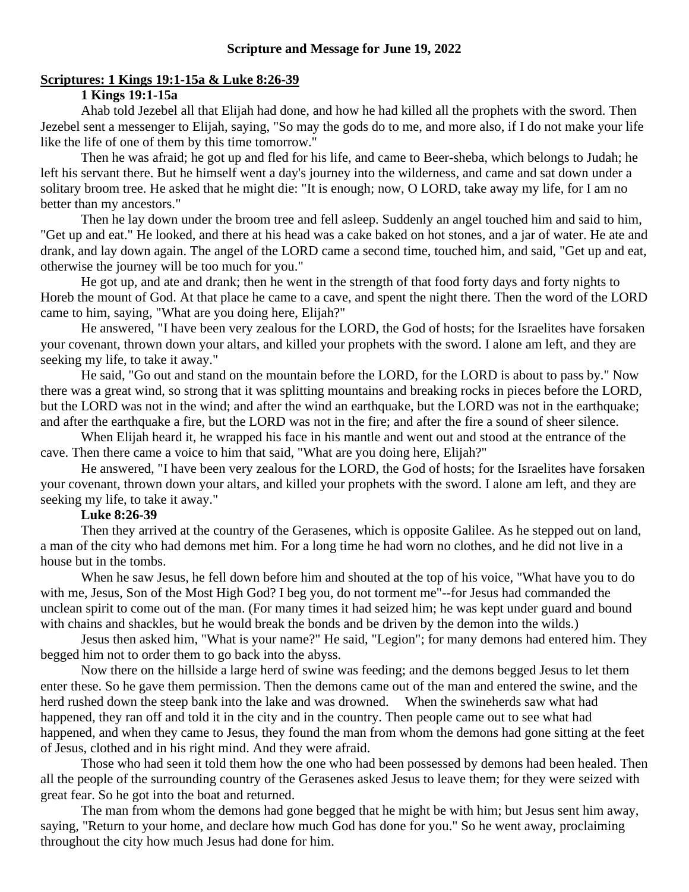**Scripture and Message for June 19, 2022**

**Scriptures: 1 Kings 19:1-15a & Luke 8:26-39**

**1 Kings 19:1-15a**

Ahab told Jezebel all that Elijah had done, and how he had killed all the prophets with the sword. Then Jezebel sent a messenger to Elijah, saying, "So may the gods do to me, and more also, if I do not make your life like the life of one of them by this time tomorrow."

Then he was afraid; he got up and fled for his life, and came to Beer-sheba, which belongs to Judah; he left his servant there. But he himself went a day's journey into the wilderness, and came and sat down under a solitary broom tree. He asked that he might die: "It is enough; now, O LORD, take away my life, for I am no better than my ancestors."

Then he lay down under the broom tree and fell asleep. Suddenly an angel touched him and said to him, "Get up and eat." He looked, and there at his head was a cake baked on hot stones, and a jar of water. He ate and drank, and lay down again. The angel of the LORD came a second time, touched him, and said, "Get up and eat, otherwise the journey will be too much for you."

He got up, and ate and drank; then he went in the strength of that food forty days and forty nights to Horeb the mount of God. At that place he came to a cave, and spent the night there. Then the word of the LORD came to him, saying, "What are you doing here, Elijah?"

He answered, "I have been very zealous for the LORD, the God of hosts; for the Israelites have forsaken your covenant, thrown down your altars, and killed your prophets with the sword. I alone am left, and they are seeking my life, to take it away."

He said, "Go out and stand on the mountain before the LORD, for the LORD is about to pass by." Now there was a great wind, so strong that it was splitting mountains and breaking rocks in pieces before the LORD, but the LORD was not in the wind; and after the wind an earthquake, but the LORD was not in the earthquake; and after the earthquake a fire, but the LORD was not in the fire; and after the fire a sound of sheer silence.

When Elijah heard it, he wrapped his face in his mantle and went out and stood at the entrance of the cave. Then there came a voice to him that said, "What are you doing here, Elijah?"

He answered, "I have been very zealous for the LORD, the God of hosts; for the Israelites have forsaken your covenant, thrown down your altars, and killed your prophets with the sword. I alone am left, and they are seeking my life, to take it away."

**Luke 8:26-39**

Then they arrived at the country of the Gerasenes, which is opposite Galilee. As he stepped out on land, a man of the city who had demons met him. For a long time he had worn no clothes, and he did not live in a house but in the tombs.

When he saw Jesus, he fell down before him and shouted at the top of his voice, "What have you to do with me, Jesus, Son of the Most High God? I beg you, do not torment me"--for Jesus had commanded the unclean spirit to come out of the man. (For many times it had seized him; he was kept under guard and bound with chains and shackles, but he would break the bonds and be driven by the demon into the wilds.)

Jesus then asked him, "What is your name?" He said, "Legion"; for many demons had entered him. They begged him not to order them to go back into the abyss.

Now there on the hillside a large herd of swine was feeding; and the demons begged Jesus to let them enter these. So he gave them permission. Then the demons came out of the man and entered the swine, and the herd rushed down the steep bank into the lake and was drowned. When the swineherds saw what had happened, they ran off and told it in the city and in the country. Then people came out to see what had happened, and when they came to Jesus, they found the man from whom the demons had gone sitting at the feet of Jesus, clothed and in his right mind. And they were afraid.

Those who had seen it told them how the one who had been possessed by demons had been healed. Then all the people of the surrounding country of the Gerasenes asked Jesus to leave them; for they were seized with great fear. So he got into the boat and returned.

The man from whom the demons had gone begged that he might be with him; but Jesus sent him away, saying, "Return to your home, and declare how much God has done for you." So he went away, proclaiming throughout the city how much Jesus had done for him.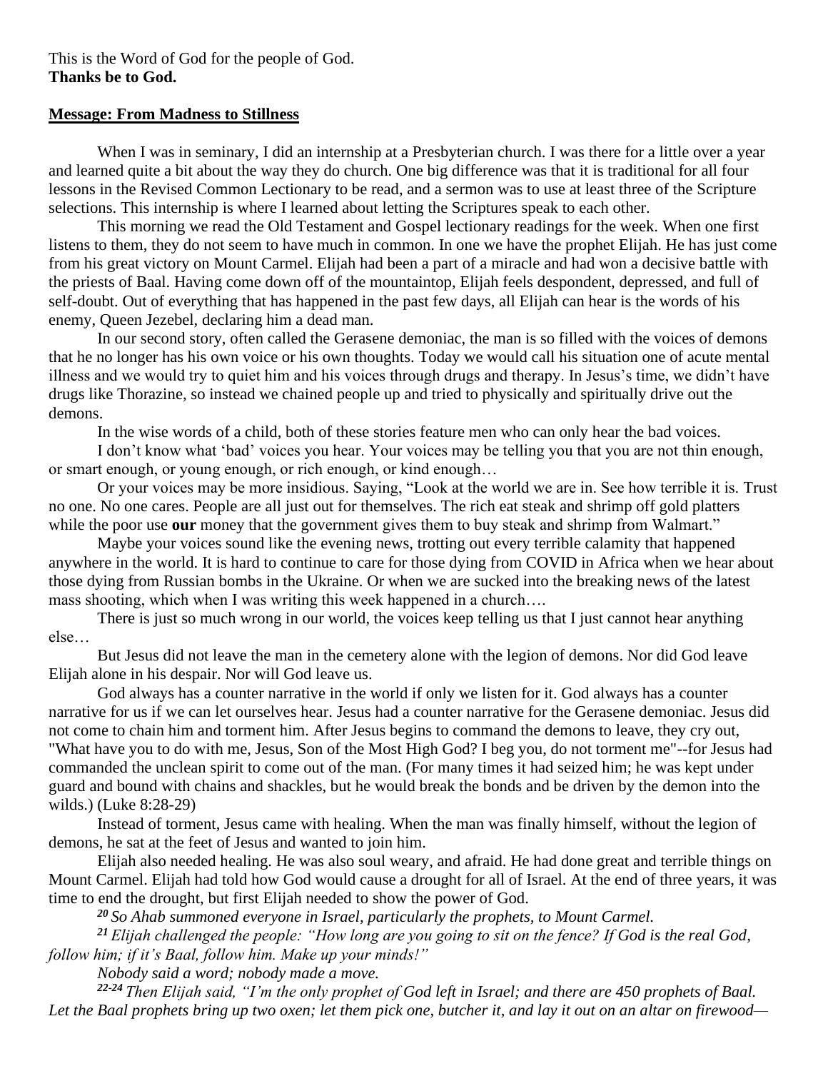This is the Word of God for the people of God.
**Thanks be to God.**

## Message: From Madness to Stillness

When I was in seminary, I did an internship at a Presbyterian church. I was there for a little over a year and learned quite a bit about the way they do church. One big difference was that it is traditional for all four lessons in the Revised Common Lectionary to be read, and a sermon was to use at least three of the Scripture selections. This internship is where I learned about letting the Scriptures speak to each other.

This morning we read the Old Testament and Gospel lectionary readings for the week. When one first listens to them, they do not seem to have much in common. In one we have the prophet Elijah. He has just come from his great victory on Mount Carmel. Elijah had been a part of a miracle and had won a decisive battle with the priests of Baal. Having come down off of the mountaintop, Elijah feels despondent, depressed, and full of self-doubt. Out of everything that has happened in the past few days, all Elijah can hear is the words of his enemy, Queen Jezebel, declaring him a dead man.

In our second story, often called the Gerasene demoniac, the man is so filled with the voices of demons that he no longer has his own voice or his own thoughts. Today we would call his situation one of acute mental illness and we would try to quiet him and his voices through drugs and therapy. In Jesus's time, we didn't have drugs like Thorazine, so instead we chained people up and tried to physically and spiritually drive out the demons.

In the wise words of a child, both of these stories feature men who can only hear the bad voices.

I don't know what 'bad' voices you hear. Your voices may be telling you that you are not thin enough, or smart enough, or young enough, or rich enough, or kind enough…

Or your voices may be more insidious. Saying, "Look at the world we are in. See how terrible it is. Trust no one. No one cares. People are all just out for themselves. The rich eat steak and shrimp off gold platters while the poor use **our** money that the government gives them to buy steak and shrimp from Walmart."

Maybe your voices sound like the evening news, trotting out every terrible calamity that happened anywhere in the world. It is hard to continue to care for those dying from COVID in Africa when we hear about those dying from Russian bombs in the Ukraine. Or when we are sucked into the breaking news of the latest mass shooting, which when I was writing this week happened in a church….

There is just so much wrong in our world, the voices keep telling us that I just cannot hear anything else…

But Jesus did not leave the man in the cemetery alone with the legion of demons. Nor did God leave Elijah alone in his despair. Nor will God leave us.

God always has a counter narrative in the world if only we listen for it. God always has a counter narrative for us if we can let ourselves hear. Jesus had a counter narrative for the Gerasene demoniac. Jesus did not come to chain him and torment him. After Jesus begins to command the demons to leave, they cry out, "What have you to do with me, Jesus, Son of the Most High God? I beg you, do not torment me"--for Jesus had commanded the unclean spirit to come out of the man. (For many times it had seized him; he was kept under guard and bound with chains and shackles, but he would break the bonds and be driven by the demon into the wilds.) (Luke 8:28-29)

Instead of torment, Jesus came with healing. When the man was finally himself, without the legion of demons, he sat at the feet of Jesus and wanted to join him.

Elijah also needed healing. He was also soul weary, and afraid. He had done great and terrible things on Mount Carmel. Elijah had told how God would cause a drought for all of Israel. At the end of three years, it was time to end the drought, but first Elijah needed to show the power of God.

***20*** *So Ahab summoned everyone in Israel, particularly the prophets, to Mount Carmel.*

***21*** *Elijah challenged the people: "How long are you going to sit on the fence? If God is the real God, follow him; if it's Baal, follow him. Make up your minds!"*

*Nobody said a word; nobody made a move.*

***22-24*** *Then Elijah said, "I'm the only prophet of God left in Israel; and there are 450 prophets of Baal. Let the Baal prophets bring up two oxen; let them pick one, butcher it, and lay it out on an altar on firewood—*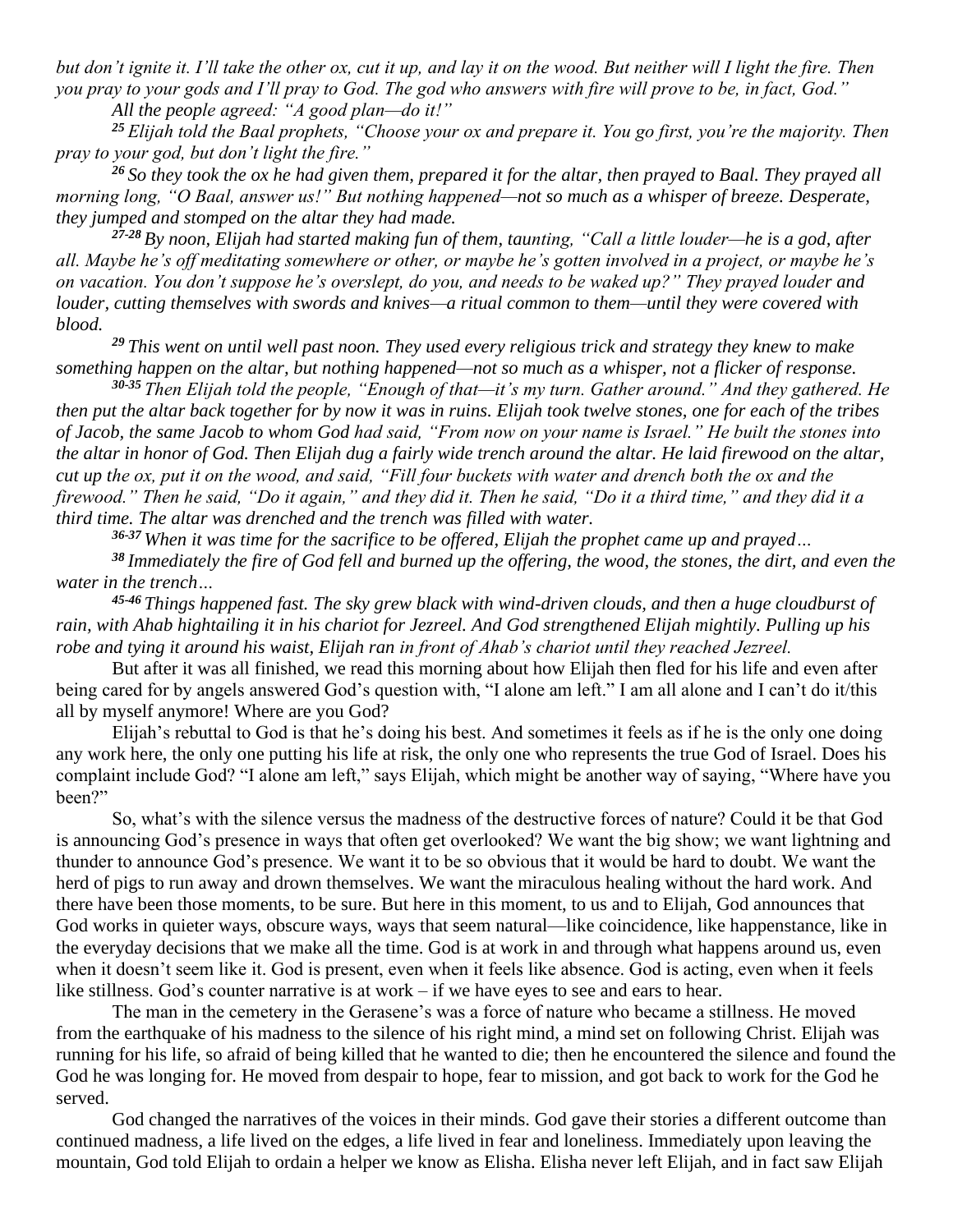*but don't ignite it. I'll take the other ox, cut it up, and lay it on the wood. But neither will I light the fire. Then you pray to your gods and I'll pray to God. The god who answers with fire will prove to be, in fact, God."*

*All the people agreed: "A good plan—do it!"*

***25*** *Elijah told the Baal prophets, "Choose your ox and prepare it. You go first, you're the majority. Then pray to your god, but don't light the fire."*

***26*** *So they took the ox he had given them, prepared it for the altar, then prayed to Baal. They prayed all morning long, "O Baal, answer us!" But nothing happened—not so much as a whisper of breeze. Desperate, they jumped and stomped on the altar they had made.*

***27-28*** *By noon, Elijah had started making fun of them, taunting, "Call a little louder—he is a god, after all. Maybe he's off meditating somewhere or other, or maybe he's gotten involved in a project, or maybe he's on vacation. You don't suppose he's overslept, do you, and needs to be waked up?" They prayed louder and louder, cutting themselves with swords and knives—a ritual common to them—until they were covered with blood.*

***29*** *This went on until well past noon. They used every religious trick and strategy they knew to make something happen on the altar, but nothing happened—not so much as a whisper, not a flicker of response.*

***30-35*** *Then Elijah told the people, "Enough of that—it's my turn. Gather around." And they gathered. He then put the altar back together for by now it was in ruins. Elijah took twelve stones, one for each of the tribes of Jacob, the same Jacob to whom God had said, "From now on your name is Israel." He built the stones into the altar in honor of God. Then Elijah dug a fairly wide trench around the altar. He laid firewood on the altar, cut up the ox, put it on the wood, and said, "Fill four buckets with water and drench both the ox and the firewood." Then he said, "Do it again," and they did it. Then he said, "Do it a third time," and they did it a third time. The altar was drenched and the trench was filled with water.*

***36-37*** *When it was time for the sacrifice to be offered, Elijah the prophet came up and prayed…*

***38*** *Immediately the fire of God fell and burned up the offering, the wood, the stones, the dirt, and even the water in the trench…*

***45-46*** *Things happened fast. The sky grew black with wind-driven clouds, and then a huge cloudburst of rain, with Ahab hightailing it in his chariot for Jezreel. And God strengthened Elijah mightily. Pulling up his robe and tying it around his waist, Elijah ran in front of Ahab's chariot until they reached Jezreel.*

But after it was all finished, we read this morning about how Elijah then fled for his life and even after being cared for by angels answered God's question with, "I alone am left." I am all alone and I can't do it/this all by myself anymore! Where are you God?

Elijah's rebuttal to God is that he's doing his best. And sometimes it feels as if he is the only one doing any work here, the only one putting his life at risk, the only one who represents the true God of Israel. Does his complaint include God? "I alone am left," says Elijah, which might be another way of saying, "Where have you been?"

So, what's with the silence versus the madness of the destructive forces of nature? Could it be that God is announcing God's presence in ways that often get overlooked? We want the big show; we want lightning and thunder to announce God's presence. We want it to be so obvious that it would be hard to doubt. We want the herd of pigs to run away and drown themselves. We want the miraculous healing without the hard work. And there have been those moments, to be sure. But here in this moment, to us and to Elijah, God announces that God works in quieter ways, obscure ways, ways that seem natural—like coincidence, like happenstance, like in the everyday decisions that we make all the time. God is at work in and through what happens around us, even when it doesn't seem like it. God is present, even when it feels like absence. God is acting, even when it feels like stillness. God's counter narrative is at work – if we have eyes to see and ears to hear.

The man in the cemetery in the Gerasene's was a force of nature who became a stillness. He moved from the earthquake of his madness to the silence of his right mind, a mind set on following Christ. Elijah was running for his life, so afraid of being killed that he wanted to die; then he encountered the silence and found the God he was longing for. He moved from despair to hope, fear to mission, and got back to work for the God he served.

God changed the narratives of the voices in their minds. God gave their stories a different outcome than continued madness, a life lived on the edges, a life lived in fear and loneliness. Immediately upon leaving the mountain, God told Elijah to ordain a helper we know as Elisha. Elisha never left Elijah, and in fact saw Elijah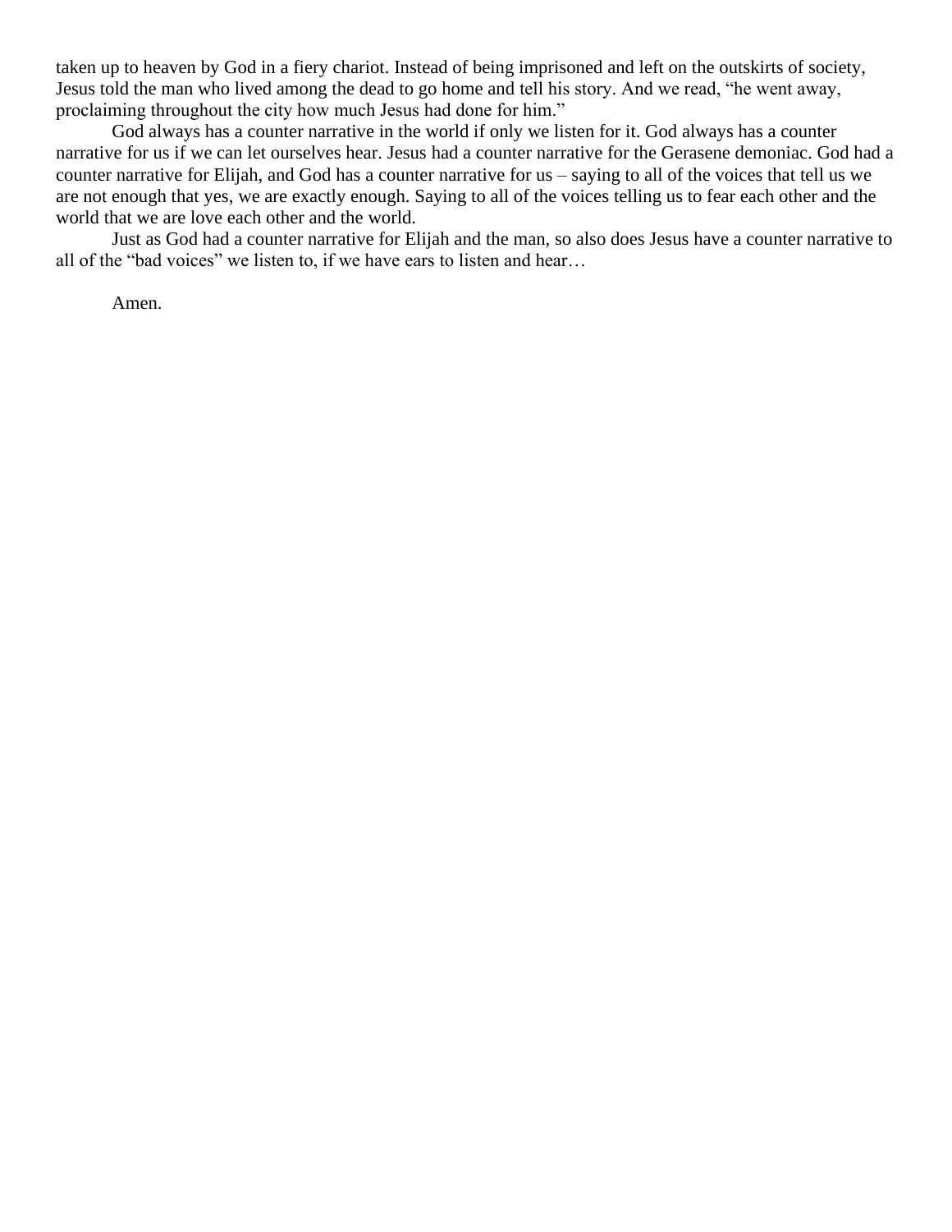taken up to heaven by God in a fiery chariot. Instead of being imprisoned and left on the outskirts of society, Jesus told the man who lived among the dead to go home and tell his story. And we read, "he went away, proclaiming throughout the city how much Jesus had done for him."

God always has a counter narrative in the world if only we listen for it. God always has a counter narrative for us if we can let ourselves hear. Jesus had a counter narrative for the Gerasene demoniac. God had a counter narrative for Elijah, and God has a counter narrative for us – saying to all of the voices that tell us we are not enough that yes, we are exactly enough. Saying to all of the voices telling us to fear each other and the world that we are love each other and the world.

Just as God had a counter narrative for Elijah and the man, so also does Jesus have a counter narrative to all of the "bad voices" we listen to, if we have ears to listen and hear…

Amen.